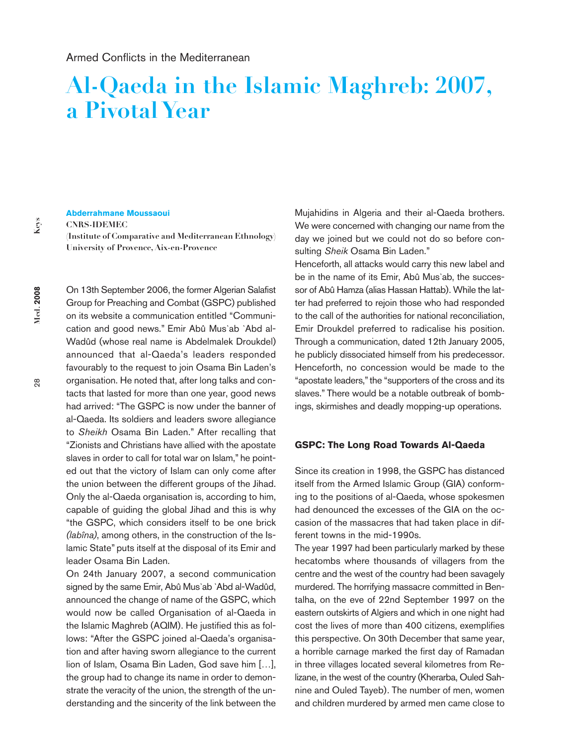Armed Conflicts in the Mediterranean

# Al-Qaeda in the Islamic Maghreb: 2007, a Pivotal Year

**Abderrahmane Moussaoui**
**CNRS-IDEMEC**
**(Institute of Comparative and Mediterranean Ethnology)**
**University of Provence, Aix-en-Provence**

On 13th September 2006, the former Algerian Salafist Group for Preaching and Combat (GSPC) published on its website a communication entitled "Communication and good news." Emir Abû Mus`ab `Abd al-Wadûd (whose real name is Abdelmalek Droukdel) announced that al-Qaeda's leaders responded favourably to the request to join Osama Bin Laden's organisation. He noted that, after long talks and contacts that lasted for more than one year, good news had arrived: "The GSPC is now under the banner of al-Qaeda. Its soldiers and leaders swore allegiance to *Sheikh* Osama Bin Laden." After recalling that "Zionists and Christians have allied with the apostate slaves in order to call for total war on Islam," he pointed out that the victory of Islam can only come after the union between the different groups of the Jihad. Only the al-Qaeda organisation is, according to him, capable of guiding the global Jihad and this is why "the GSPC, which considers itself to be one brick *(labîna)*, among others, in the construction of the Islamic State" puts itself at the disposal of its Emir and leader Osama Bin Laden.

On 24th January 2007, a second communication signed by the same Emir, Abû Mus`ab `Abd al-Wadûd, announced the change of name of the GSPC, which would now be called Organisation of al-Qaeda in the Islamic Maghreb (AQIM). He justified this as follows: "After the GSPC joined al-Qaeda's organisation and after having sworn allegiance to the current lion of Islam, Osama Bin Laden, God save him […], the group had to change its name in order to demonstrate the veracity of the union, the strength of the understanding and the sincerity of the link between the Mujahidins in Algeria and their al-Qaeda brothers. We were concerned with changing our name from the day we joined but we could not do so before consulting *Sheik* Osama Bin Laden."

Henceforth, all attacks would carry this new label and be in the name of its Emir, Abû Mus`ab, the successor of Abû Hamza (alias Hassan Hattab). While the latter had preferred to rejoin those who had responded to the call of the authorities for national reconciliation, Emir Droukdel preferred to radicalise his position. Through a communication, dated 12th January 2005, he publicly dissociated himself from his predecessor. Henceforth, no concession would be made to the "apostate leaders," the "supporters of the cross and its slaves." There would be a notable outbreak of bombings, skirmishes and deadly mopping-up operations.

## GSPC: The Long Road Towards Al-Qaeda

Since its creation in 1998, the GSPC has distanced itself from the Armed Islamic Group (GIA) conforming to the positions of al-Qaeda, whose spokesmen had denounced the excesses of the GIA on the occasion of the massacres that had taken place in different towns in the mid-1990s.

The year 1997 had been particularly marked by these hecatombs where thousands of villagers from the centre and the west of the country had been savagely murdered. The horrifying massacre committed in Bentalha, on the eve of 22nd September 1997 on the eastern outskirts of Algiers and which in one night had cost the lives of more than 400 citizens, exemplifies this perspective. On 30th December that same year, a horrible carnage marked the first day of Ramadan in three villages located several kilometres from Relizane, in the west of the country (Kherarba, Ouled Sahnine and Ouled Tayeb). The number of men, women and children murdered by armed men came close to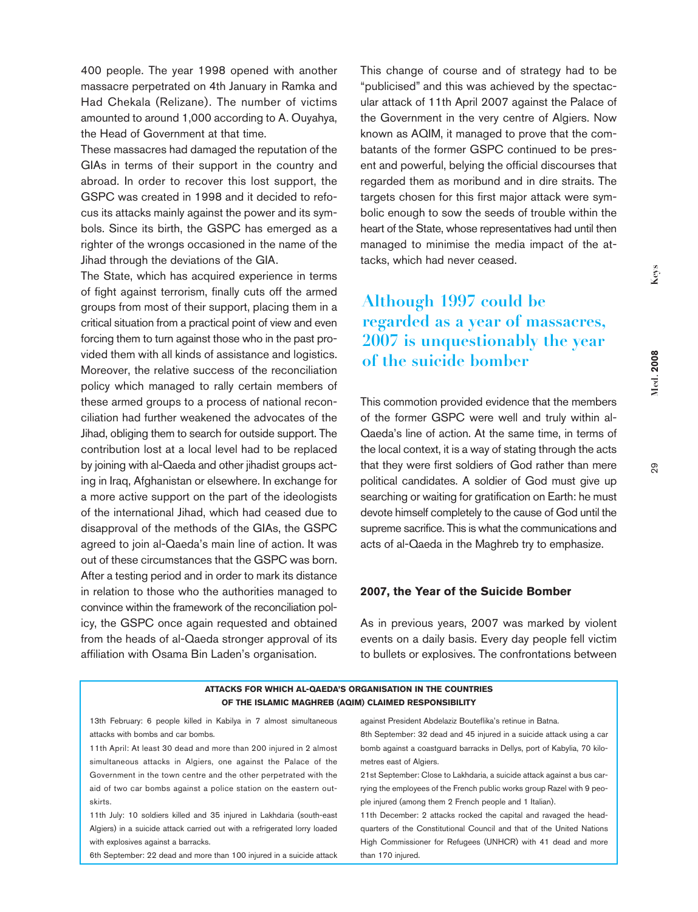400 people. The year 1998 opened with another massacre perpetrated on 4th January in Ramka and Had Chekala (Relizane). The number of victims amounted to around 1,000 according to A. Ouyahya, the Head of Government at that time.

These massacres had damaged the reputation of the GIAs in terms of their support in the country and abroad. In order to recover this lost support, the GSPC was created in 1998 and it decided to refocus its attacks mainly against the power and its symbols. Since its birth, the GSPC has emerged as a righter of the wrongs occasioned in the name of the Jihad through the deviations of the GIA.

The State, which has acquired experience in terms of fight against terrorism, finally cuts off the armed groups from most of their support, placing them in a critical situation from a practical point of view and even forcing them to turn against those who in the past provided them with all kinds of assistance and logistics. Moreover, the relative success of the reconciliation policy which managed to rally certain members of these armed groups to a process of national reconciliation had further weakened the advocates of the Jihad, obliging them to search for outside support. The contribution lost at a local level had to be replaced by joining with al-Qaeda and other jihadist groups acting in Iraq, Afghanistan or elsewhere. In exchange for a more active support on the part of the ideologists of the international Jihad, which had ceased due to disapproval of the methods of the GIAs, the GSPC agreed to join al-Qaeda's main line of action. It was out of these circumstances that the GSPC was born. After a testing period and in order to mark its distance in relation to those who the authorities managed to convince within the framework of the reconciliation policy, the GSPC once again requested and obtained from the heads of al-Qaeda stronger approval of its affiliation with Osama Bin Laden's organisation.

This change of course and of strategy had to be "publicised" and this was achieved by the spectacular attack of 11th April 2007 against the Palace of the Government in the very centre of Algiers. Now known as AQIM, it managed to prove that the combatants of the former GSPC continued to be present and powerful, belying the official discourses that regarded them as moribund and in dire straits. The targets chosen for this first major attack were symbolic enough to sow the seeds of trouble within the heart of the State, whose representatives had until then managed to minimise the media impact of the attacks, which had never ceased.

**Although 1997 could be regarded as a year of massacres, 2007 is unquestionably the year of the suicide bomber**

This commotion provided evidence that the members of the former GSPC were well and truly within al-Qaeda's line of action. At the same time, in terms of the local context, it is a way of stating through the acts that they were first soldiers of God rather than mere political candidates. A soldier of God must give up searching or waiting for gratification on Earth: he must devote himself completely to the cause of God until the supreme sacrifice. This is what the communications and acts of al-Qaeda in the Maghreb try to emphasize.

### 2007, the Year of the Suicide Bomber

As in previous years, 2007 was marked by violent events on a daily basis. Every day people fell victim to bullets or explosives. The confrontations between

**ATTACKS FOR WHICH AL-QAEDA'S ORGANISATION IN THE COUNTRIES OF THE ISLAMIC MAGHREB (AQIM) CLAIMED RESPONSIBILITY**

13th February: 6 people killed in Kabilya in 7 almost simultaneous attacks with bombs and car bombs.

11th April: At least 30 dead and more than 200 injured in 2 almost simultaneous attacks in Algiers, one against the Palace of the Government in the town centre and the other perpetrated with the aid of two car bombs against a police station on the eastern outskirts.

11th July: 10 soldiers killed and 35 injured in Lakhdaria (south-east Algiers) in a suicide attack carried out with a refrigerated lorry loaded with explosives against a barracks.

6th September: 22 dead and more than 100 injured in a suicide attack against President Abdelaziz Bouteflika's retinue in Batna.

8th September: 32 dead and 45 injured in a suicide attack using a car bomb against a coastguard barracks in Dellys, port of Kabylia, 70 kilometres east of Algiers.

21st September: Close to Lakhdaria, a suicide attack against a bus carrying the employees of the French public works group Razel with 9 people injured (among them 2 French people and 1 Italian).

11th December: 2 attacks rocked the capital and ravaged the headquarters of the Constitutional Council and that of the United Nations High Commissioner for Refugees (UNHCR) with 41 dead and more than 170 injured.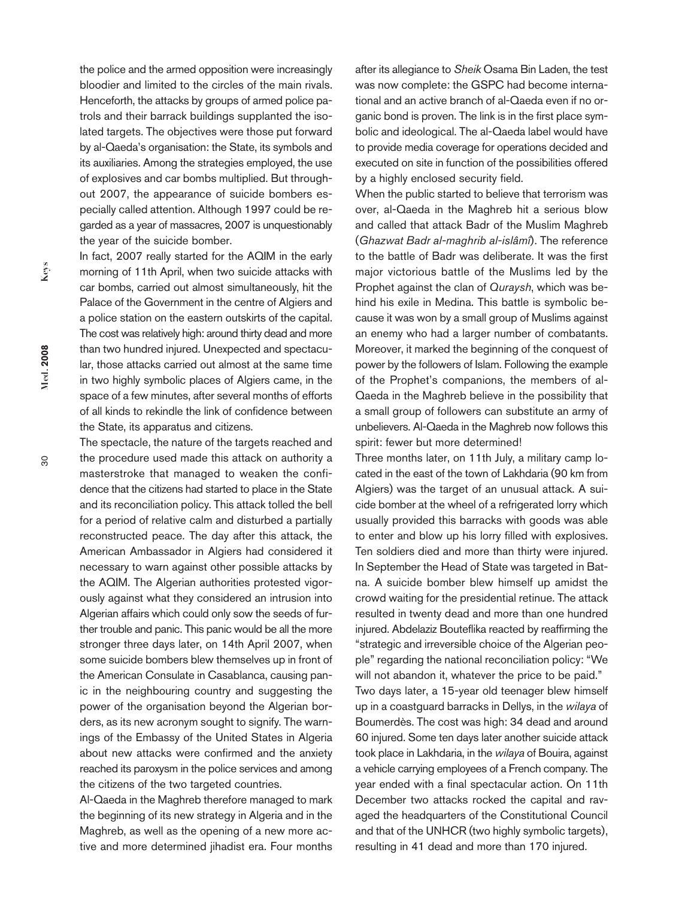the police and the armed opposition were increasingly bloodier and limited to the circles of the main rivals. Henceforth, the attacks by groups of armed police patrols and their barrack buildings supplanted the isolated targets. The objectives were those put forward by al-Qaeda's organisation: the State, its symbols and its auxiliaries. Among the strategies employed, the use of explosives and car bombs multiplied. But throughout 2007, the appearance of suicide bombers especially called attention. Although 1997 could be regarded as a year of massacres, 2007 is unquestionably the year of the suicide bomber.

In fact, 2007 really started for the AQIM in the early morning of 11th April, when two suicide attacks with car bombs, carried out almost simultaneously, hit the Palace of the Government in the centre of Algiers and a police station on the eastern outskirts of the capital. The cost was relatively high: around thirty dead and more than two hundred injured. Unexpected and spectacular, those attacks carried out almost at the same time in two highly symbolic places of Algiers came, in the space of a few minutes, after several months of efforts of all kinds to rekindle the link of confidence between the State, its apparatus and citizens.

The spectacle, the nature of the targets reached and the procedure used made this attack on authority a masterstroke that managed to weaken the confidence that the citizens had started to place in the State and its reconciliation policy. This attack tolled the bell for a period of relative calm and disturbed a partially reconstructed peace. The day after this attack, the American Ambassador in Algiers had considered it necessary to warn against other possible attacks by the AQIM. The Algerian authorities protested vigorously against what they considered an intrusion into Algerian affairs which could only sow the seeds of further trouble and panic. This panic would be all the more stronger three days later, on 14th April 2007, when some suicide bombers blew themselves up in front of the American Consulate in Casablanca, causing panic in the neighbouring country and suggesting the power of the organisation beyond the Algerian borders, as its new acronym sought to signify. The warnings of the Embassy of the United States in Algeria about new attacks were confirmed and the anxiety reached its paroxysm in the police services and among the citizens of the two targeted countries.

Al-Qaeda in the Maghreb therefore managed to mark the beginning of its new strategy in Algeria and in the Maghreb, as well as the opening of a new more active and more determined jihadist era. Four months after its allegiance to *Sheik* Osama Bin Laden, the test was now complete: the GSPC had become international and an active branch of al-Qaeda even if no organic bond is proven. The link is in the first place symbolic and ideological. The al-Qaeda label would have to provide media coverage for operations decided and executed on site in function of the possibilities offered by a highly enclosed security field.

When the public started to believe that terrorism was over, al-Qaeda in the Maghreb hit a serious blow and called that attack Badr of the Muslim Maghreb (*Ghazwat Badr al-maghrib al-islâmî*). The reference to the battle of Badr was deliberate. It was the first major victorious battle of the Muslims led by the Prophet against the clan of *Quraysh*, which was behind his exile in Medina. This battle is symbolic because it was won by a small group of Muslims against an enemy who had a larger number of combatants. Moreover, it marked the beginning of the conquest of power by the followers of Islam. Following the example of the Prophet's companions, the members of al-Qaeda in the Maghreb believe in the possibility that a small group of followers can substitute an army of unbelievers. Al-Qaeda in the Maghreb now follows this spirit: fewer but more determined!

Three months later, on 11th July, a military camp located in the east of the town of Lakhdaria (90 km from Algiers) was the target of an unusual attack. A suicide bomber at the wheel of a refrigerated lorry which usually provided this barracks with goods was able to enter and blow up his lorry filled with explosives. Ten soldiers died and more than thirty were injured. In September the Head of State was targeted in Batna. A suicide bomber blew himself up amidst the crowd waiting for the presidential retinue. The attack resulted in twenty dead and more than one hundred injured. Abdelaziz Bouteflika reacted by reaffirming the "strategic and irreversible choice of the Algerian people" regarding the national reconciliation policy: "We will not abandon it, whatever the price to be paid."

Two days later, a 15-year old teenager blew himself up in a coastguard barracks in Dellys, in the *wilaya* of Boumerdès. The cost was high: 34 dead and around 60 injured. Some ten days later another suicide attack took place in Lakhdaria, in the *wilaya* of Bouira, against a vehicle carrying employees of a French company. The year ended with a final spectacular action. On 11th December two attacks rocked the capital and ravaged the headquarters of the Constitutional Council and that of the UNHCR (two highly symbolic targets), resulting in 41 dead and more than 170 injured.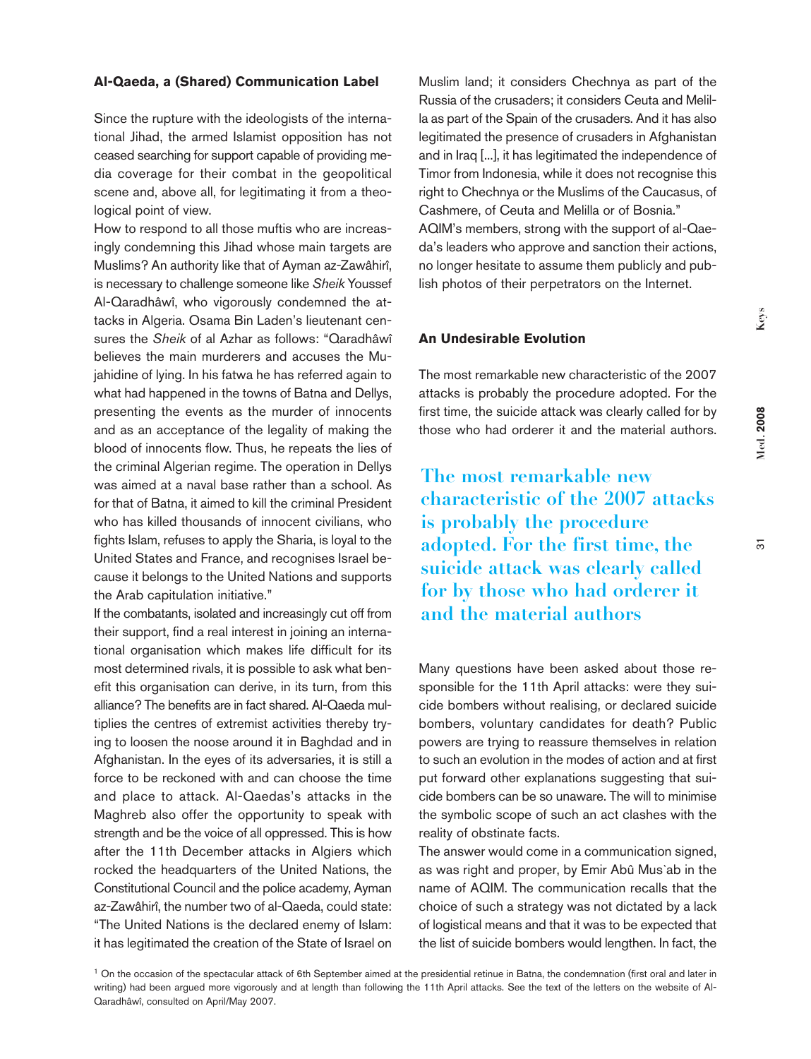### Al-Qaeda, a (Shared) Communication Label

Since the rupture with the ideologists of the international Jihad, the armed Islamist opposition has not ceased searching for support capable of providing media coverage for their combat in the geopolitical scene and, above all, for legitimating it from a theological point of view.

How to respond to all those muftis who are increasingly condemning this Jihad whose main targets are Muslims? An authority like that of Ayman az-Zawâhirî, is necessary to challenge someone like *Sheik* Youssef Al-Qaradhâwî, who vigorously condemned the attacks in Algeria. Osama Bin Laden's lieutenant censures the *Sheik* of al Azhar as follows: "Qaradhâwî believes the main murderers and accuses the Mujahidine of lying. In his fatwa he has referred again to what had happened in the towns of Batna and Dellys, presenting the events as the murder of innocents and as an acceptance of the legality of making the blood of innocents flow. Thus, he repeats the lies of the criminal Algerian regime. The operation in Dellys was aimed at a naval base rather than a school. As for that of Batna, it aimed to kill the criminal President who has killed thousands of innocent civilians, who fights Islam, refuses to apply the Sharia, is loyal to the United States and France, and recognises Israel because it belongs to the United Nations and supports the Arab capitulation initiative."

If the combatants, isolated and increasingly cut off from their support, find a real interest in joining an international organisation which makes life difficult for its most determined rivals, it is possible to ask what benefit this organisation can derive, in its turn, from this alliance? The benefits are in fact shared. Al-Qaeda multiplies the centres of extremist activities thereby trying to loosen the noose around it in Baghdad and in Afghanistan. In the eyes of its adversaries, it is still a force to be reckoned with and can choose the time and place to attack. Al-Qaedas's attacks in the Maghreb also offer the opportunity to speak with strength and be the voice of all oppressed. This is how after the 11th December attacks in Algiers which rocked the headquarters of the United Nations, the Constitutional Council and the police academy, Ayman az-Zawâhirî, the number two of al-Qaeda, could state: "The United Nations is the declared enemy of Islam: it has legitimated the creation of the State of Israel on Muslim land; it considers Chechnya as part of the Russia of the crusaders; it considers Ceuta and Melilla as part of the Spain of the crusaders. And it has also legitimated the presence of crusaders in Afghanistan and in Iraq [...], it has legitimated the independence of Timor from Indonesia, while it does not recognise this right to Chechnya or the Muslims of the Caucasus, of Cashmere, of Ceuta and Melilla or of Bosnia."

AQIM's members, strong with the support of al-Qaeda's leaders who approve and sanction their actions, no longer hesitate to assume them publicly and publish photos of their perpetrators on the Internet.

### An Undesirable Evolution

The most remarkable new characteristic of the 2007 attacks is probably the procedure adopted. For the first time, the suicide attack was clearly called for by those who had orderer it and the material authors.

> **The most remarkable new characteristic of the 2007 attacks is probably the procedure adopted. For the first time, the suicide attack was clearly called for by those who had orderer it and the material authors**

Many questions have been asked about those responsible for the 11th April attacks: were they suicide bombers without realising, or declared suicide bombers, voluntary candidates for death? Public powers are trying to reassure themselves in relation to such an evolution in the modes of action and at first put forward other explanations suggesting that suicide bombers can be so unaware. The will to minimise the symbolic scope of such an act clashes with the reality of obstinate facts.

The answer would come in a communication signed, as was right and proper, by Emir Abû Mus`ab in the name of AQIM. The communication recalls that the choice of such a strategy was not dictated by a lack of logistical means and that it was to be expected that the list of suicide bombers would lengthen. In fact, the

[1] On the occasion of the spectacular attack of 6th September aimed at the presidential retinue in Batna, the condemnation (first oral and later in writing) had been argued more vigorously and at length than following the 11th April attacks. See the text of the letters on the website of Al-Qaradhâwî, consulted on April/May 2007.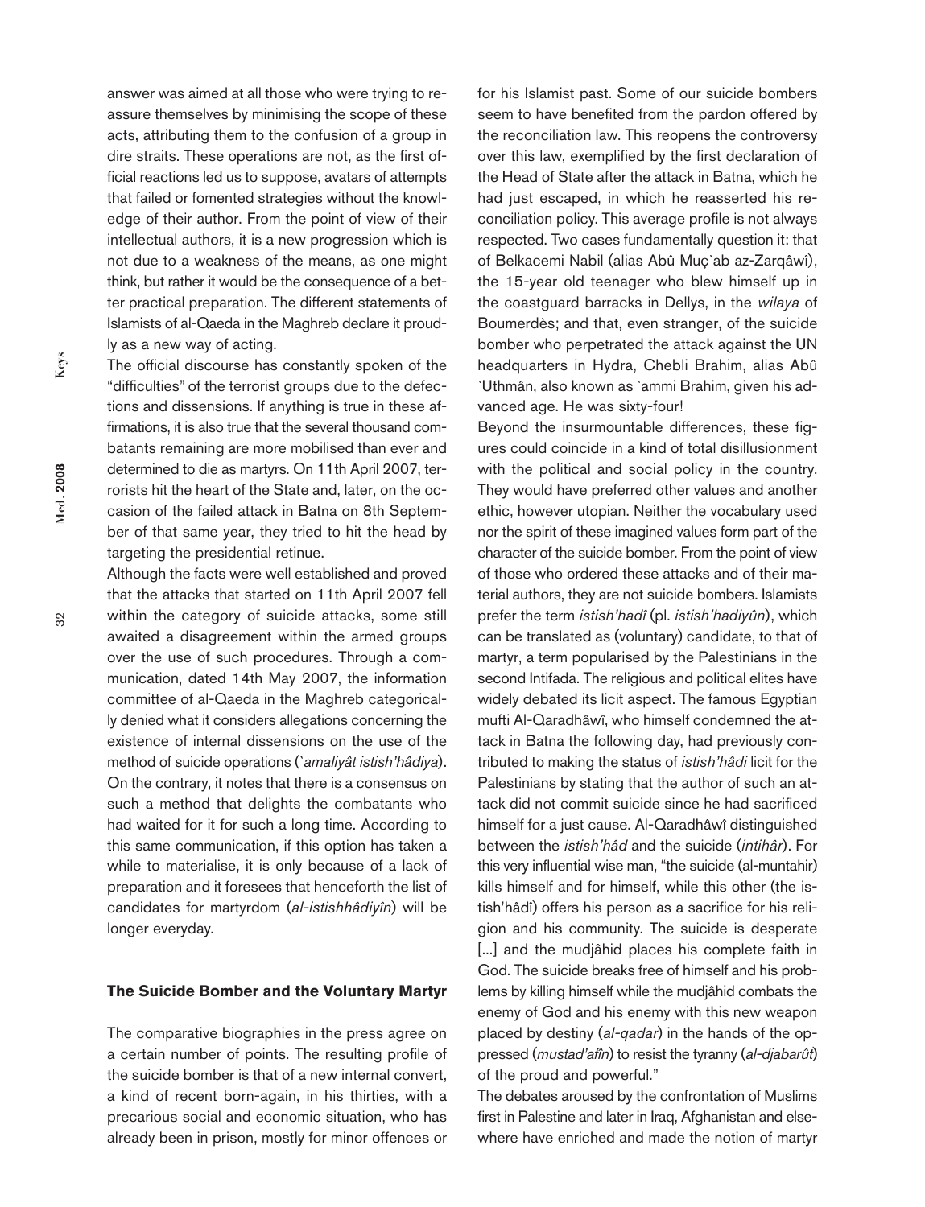answer was aimed at all those who were trying to reassure themselves by minimising the scope of these acts, attributing them to the confusion of a group in dire straits. These operations are not, as the first official reactions led us to suppose, avatars of attempts that failed or fomented strategies without the knowledge of their author. From the point of view of their intellectual authors, it is a new progression which is not due to a weakness of the means, as one might think, but rather it would be the consequence of a better practical preparation. The different statements of Islamists of al-Qaeda in the Maghreb declare it proudly as a new way of acting.

The official discourse has constantly spoken of the "difficulties" of the terrorist groups due to the defections and dissensions. If anything is true in these affirmations, it is also true that the several thousand combatants remaining are more mobilised than ever and determined to die as martyrs. On 11th April 2007, terrorists hit the heart of the State and, later, on the occasion of the failed attack in Batna on 8th September of that same year, they tried to hit the head by targeting the presidential retinue.

Although the facts were well established and proved that the attacks that started on 11th April 2007 fell within the category of suicide attacks, some still awaited a disagreement within the armed groups over the use of such procedures. Through a communication, dated 14th May 2007, the information committee of al-Qaeda in the Maghreb categorically denied what it considers allegations concerning the existence of internal dissensions on the use of the method of suicide operations (*`amaliyât istish'hâdiya*). On the contrary, it notes that there is a consensus on such a method that delights the combatants who had waited for it for such a long time. According to this same communication, if this option has taken a while to materialise, it is only because of a lack of preparation and it foresees that henceforth the list of candidates for martyrdom (*al-istishhâdiyîn*) will be longer everyday.

## The Suicide Bomber and the Voluntary Martyr

The comparative biographies in the press agree on a certain number of points. The resulting profile of the suicide bomber is that of a new internal convert, a kind of recent born-again, in his thirties, with a precarious social and economic situation, who has already been in prison, mostly for minor offences or for his Islamist past. Some of our suicide bombers seem to have benefited from the pardon offered by the reconciliation law. This reopens the controversy over this law, exemplified by the first declaration of the Head of State after the attack in Batna, which he had just escaped, in which he reasserted his reconciliation policy. This average profile is not always respected. Two cases fundamentally question it: that of Belkacemi Nabil (alias Abû Muç`ab az-Zarqâwî), the 15-year old teenager who blew himself up in the coastguard barracks in Dellys, in the *wilaya* of Boumerdès; and that, even stranger, of the suicide bomber who perpetrated the attack against the UN headquarters in Hydra, Chebli Brahim, alias Abû `Uthmân, also known as `ammi Brahim, given his advanced age. He was sixty-four!

Beyond the insurmountable differences, these figures could coincide in a kind of total disillusionment with the political and social policy in the country. They would have preferred other values and another ethic, however utopian. Neither the vocabulary used nor the spirit of these imagined values form part of the character of the suicide bomber. From the point of view of those who ordered these attacks and of their material authors, they are not suicide bombers. Islamists prefer the term *istish'hadî* (pl. *istish'hadiyûn*), which can be translated as (voluntary) candidate, to that of martyr, a term popularised by the Palestinians in the second Intifada. The religious and political elites have widely debated its licit aspect. The famous Egyptian mufti Al-Qaradhâwî, who himself condemned the attack in Batna the following day, had previously contributed to making the status of *istish'hâdi* licit for the Palestinians by stating that the author of such an attack did not commit suicide since he had sacrificed himself for a just cause. Al-Qaradhâwî distinguished between the *istish'hâd* and the suicide (*intihâr*). For this very influential wise man, "the suicide (al-muntahir) kills himself and for himself, while this other (the istish'hâdî) offers his person as a sacrifice for his religion and his community. The suicide is desperate [...] and the mudjâhid places his complete faith in God. The suicide breaks free of himself and his problems by killing himself while the mudjâhid combats the enemy of God and his enemy with this new weapon placed by destiny (*al-qadar*) in the hands of the oppressed (*mustad'afîn*) to resist the tyranny (*al-djabarût*) of the proud and powerful."

The debates aroused by the confrontation of Muslims first in Palestine and later in Iraq, Afghanistan and elsewhere have enriched and made the notion of martyr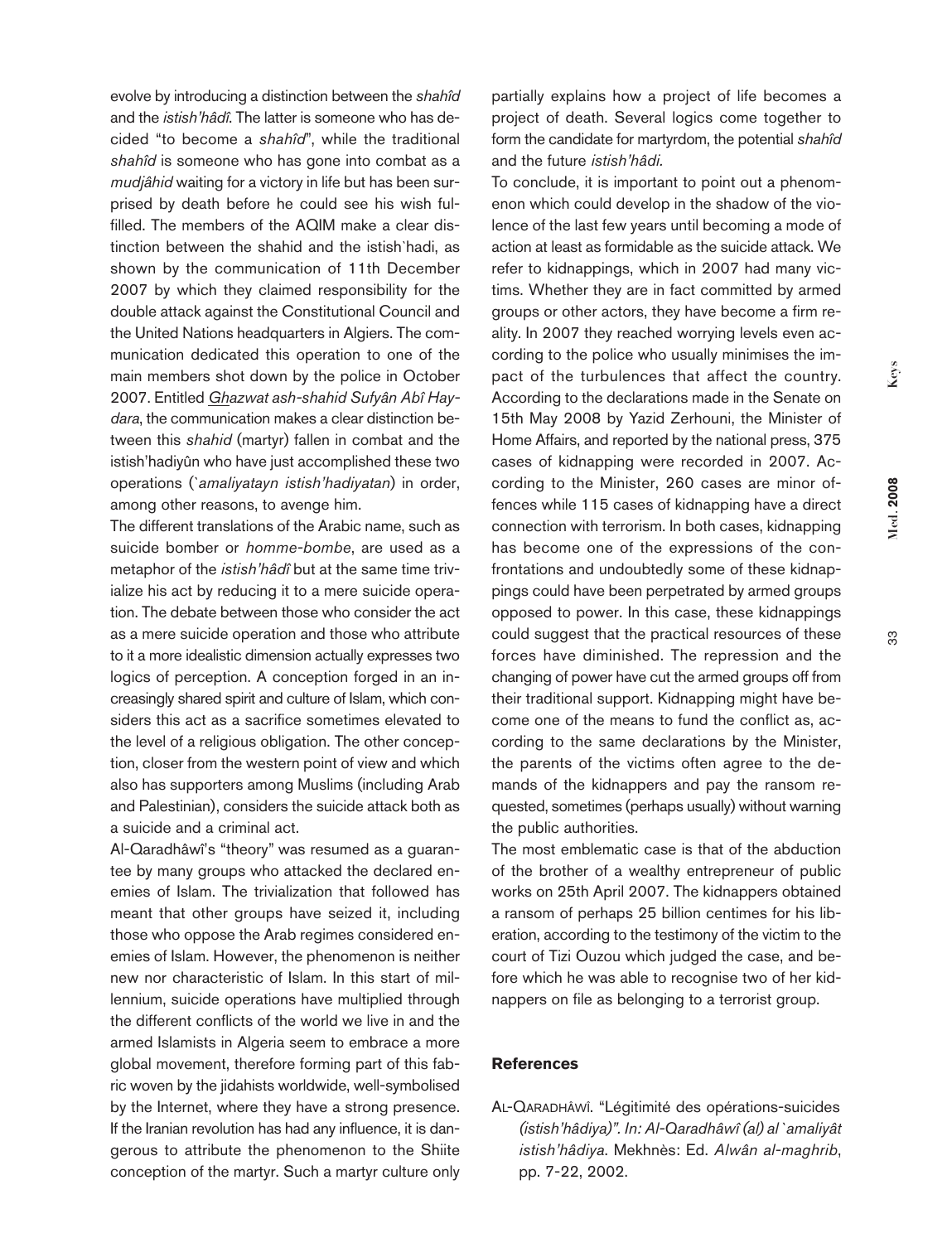evolve by introducing a distinction between the *shahîd* and the *istish'hâdî*. The latter is someone who has decided "to become a *shahîd*", while the traditional *shahîd* is someone who has gone into combat as a *mudjâhid* waiting for a victory in life but has been surprised by death before he could see his wish fulfilled. The members of the AQIM make a clear distinction between the shahid and the istish`hadi, as shown by the communication of 11th December 2007 by which they claimed responsibility for the double attack against the Constitutional Council and the United Nations headquarters in Algiers. The communication dedicated this operation to one of the main members shot down by the police in October 2007. Entitled *Ghazwat ash-shahid Sufyân Abî Haydara*, the communication makes a clear distinction between this *shahid* (martyr) fallen in combat and the istish'hadiyûn who have just accomplished these two operations (*`amaliyatayn istish'hadiyatan*) in order, among other reasons, to avenge him.

The different translations of the Arabic name, such as suicide bomber or *homme-bombe*, are used as a metaphor of the *istish'hâdî* but at the same time trivialize his act by reducing it to a mere suicide operation. The debate between those who consider the act as a mere suicide operation and those who attribute to it a more idealistic dimension actually expresses two logics of perception. A conception forged in an increasingly shared spirit and culture of Islam, which considers this act as a sacrifice sometimes elevated to the level of a religious obligation. The other conception, closer from the western point of view and which also has supporters among Muslims (including Arab and Palestinian), considers the suicide attack both as a suicide and a criminal act.

Al-Qaradhâwî's "theory" was resumed as a guarantee by many groups who attacked the declared enemies of Islam. The trivialization that followed has meant that other groups have seized it, including those who oppose the Arab regimes considered enemies of Islam. However, the phenomenon is neither new nor characteristic of Islam. In this start of millennium, suicide operations have multiplied through the different conflicts of the world we live in and the armed Islamists in Algeria seem to embrace a more global movement, therefore forming part of this fabric woven by the jidahists worldwide, well-symbolised by the Internet, where they have a strong presence. If the Iranian revolution has had any influence, it is dangerous to attribute the phenomenon to the Shiite conception of the martyr. Such a martyr culture only partially explains how a project of life becomes a project of death. Several logics come together to form the candidate for martyrdom, the potential *shahîd* and the future *istish'hâdi.*

To conclude, it is important to point out a phenomenon which could develop in the shadow of the violence of the last few years until becoming a mode of action at least as formidable as the suicide attack. We refer to kidnappings, which in 2007 had many victims. Whether they are in fact committed by armed groups or other actors, they have become a firm reality. In 2007 they reached worrying levels even according to the police who usually minimises the impact of the turbulences that affect the country. According to the declarations made in the Senate on 15th May 2008 by Yazid Zerhouni, the Minister of Home Affairs, and reported by the national press, 375 cases of kidnapping were recorded in 2007. According to the Minister, 260 cases are minor offences while 115 cases of kidnapping have a direct connection with terrorism. In both cases, kidnapping has become one of the expressions of the confrontations and undoubtedly some of these kidnappings could have been perpetrated by armed groups opposed to power. In this case, these kidnappings could suggest that the practical resources of these forces have diminished. The repression and the changing of power have cut the armed groups off from their traditional support. Kidnapping might have become one of the means to fund the conflict as, according to the same declarations by the Minister, the parents of the victims often agree to the demands of the kidnappers and pay the ransom requested, sometimes (perhaps usually) without warning the public authorities.

The most emblematic case is that of the abduction of the brother of a wealthy entrepreneur of public works on 25th April 2007. The kidnappers obtained a ransom of perhaps 25 billion centimes for his liberation, according to the testimony of the victim to the court of Tizi Ouzou which judged the case, and before which he was able to recognise two of her kidnappers on file as belonging to a terrorist group.

## References

AL-QARADHÂWÎ. "Légitimité des opérations-suicides *(istish'hâdiya)". In: Al-Qaradhâwî (al) al `amaliyât istish'hâdiya*. Mekhnès: Ed. *Alwân al-maghrib*, pp. 7-22, 2002.